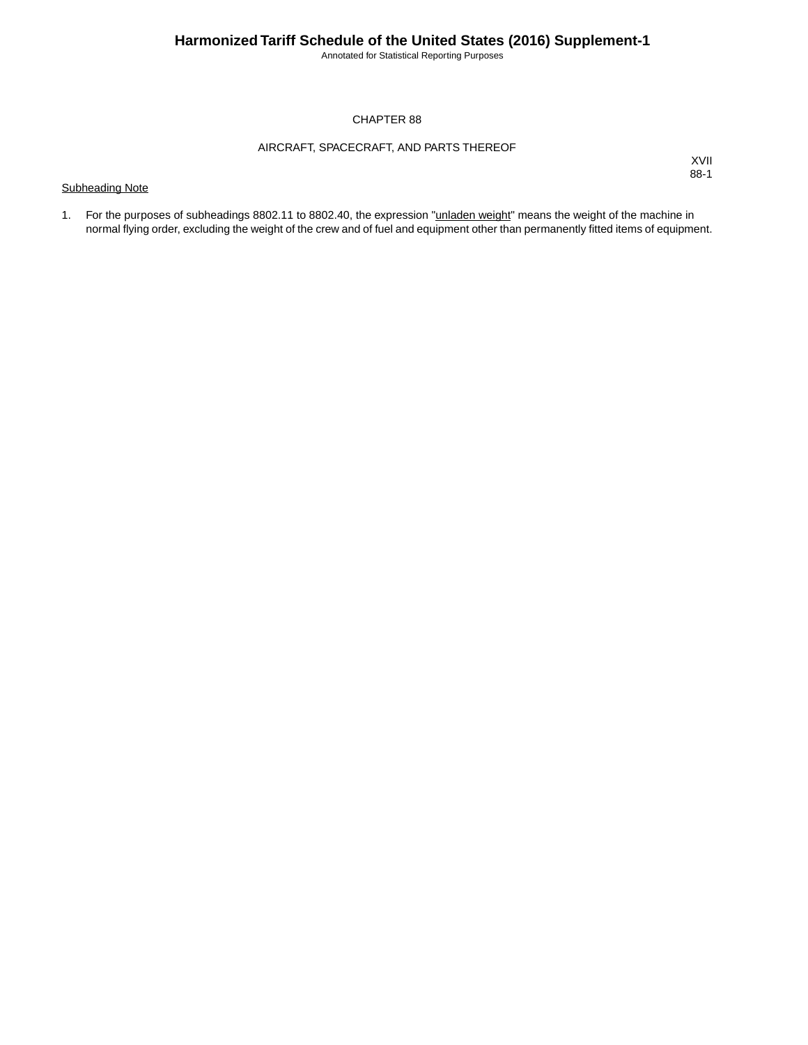# CHAPTER 88

## AIRCRAFT, SPACECRAFT, AND PARTS THEREOF

XVII
88-1

Subheading Note

1. For the purposes of subheadings 8802.11 to 8802.40, the expression "unladen weight" means the weight of the machine in normal flying order, excluding the weight of the crew and of fuel and equipment other than permanently fitted items of equipment.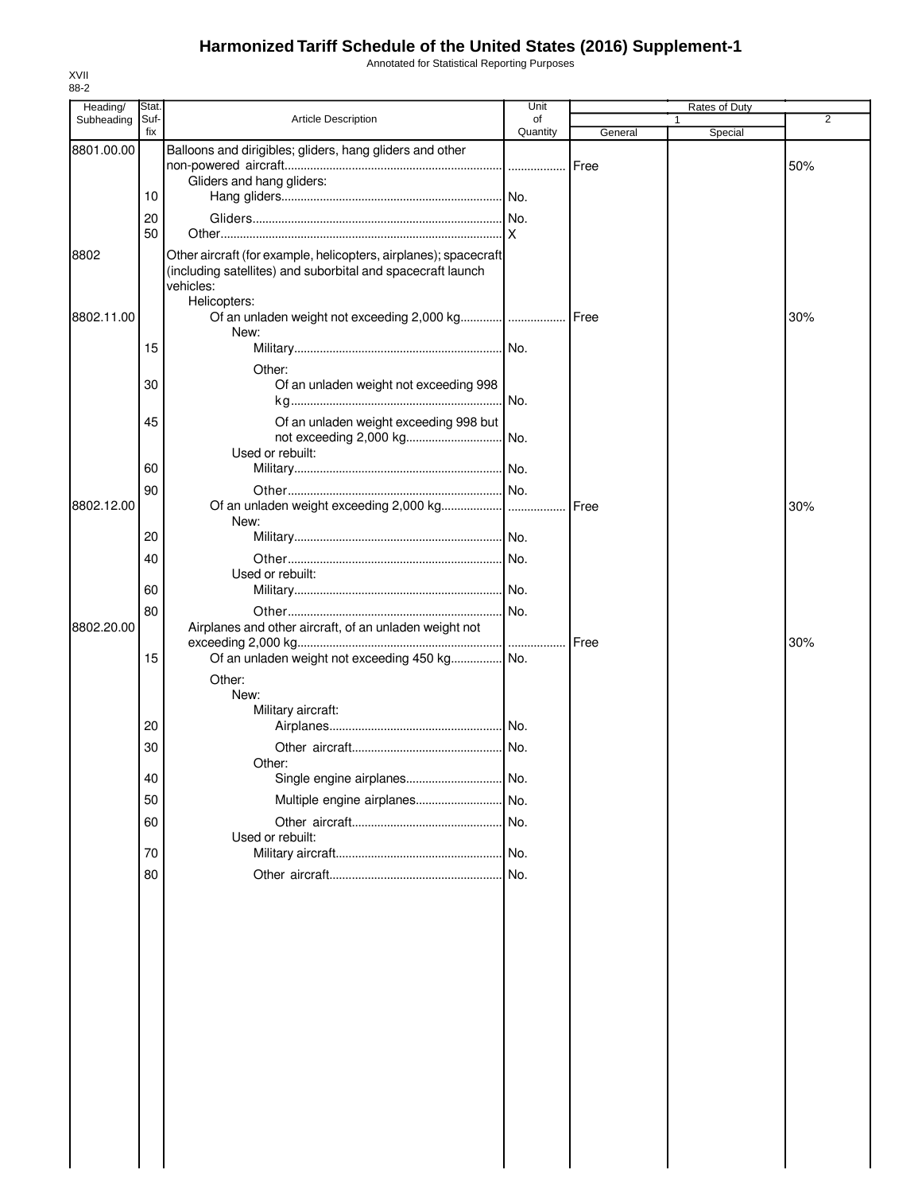# Harmonized Tariff Schedule of the United States (2016) Supplement-1

Annotated for Statistical Reporting Purposes

XVII
88-2

| Heading/ Subheading | Stat. Suf- fix | Article Description | Unit of Quantity | Rates of Duty 1 General | Rates of Duty 1 Special | Rates of Duty 2 |
|---|---|---|---|---|---|---|
| 8801.00.00 | | Balloons and dirigibles; gliders, hang gliders and other non-powered aircraft | | Free | | 50% |
| | | Gliders and hang gliders: | | | | |
| | 10 | Hang gliders | No. | | | |
| | 20 | Gliders | No. | | | |
| | 50 | Other | X | | | |
| 8802 | | Other aircraft (for example, helicopters, airplanes); spacecraft (including satellites) and suborbital and spacecraft launch vehicles: | | | | |
| | | Helicopters: | | | | |
| 8802.11.00 | | Of an unladen weight not exceeding 2,000 kg | | Free | | 30% |
| | | New: | | | | |
| | 15 | Military | No. | | | |
| | | Other: | | | | |
| | 30 | Of an unladen weight not exceeding 998 kg | No. | | | |
| | 45 | Of an unladen weight exceeding 998 but not exceeding 2,000 kg | No. | | | |
| | | Used or rebuilt: | | | | |
| | 60 | Military | No. | | | |
| | 90 | Other | No. | | | |
| 8802.12.00 | | Of an unladen weight exceeding 2,000 kg | | Free | | 30% |
| | | New: | | | | |
| | 20 | Military | No. | | | |
| | 40 | Other | No. | | | |
| | | Used or rebuilt: | | | | |
| | 60 | Military | No. | | | |
| | 80 | Other | No. | | | |
| 8802.20.00 | | Airplanes and other aircraft, of an unladen weight not exceeding 2,000 kg | | Free | | 30% |
| | 15 | Of an unladen weight not exceeding 450 kg | No. | | | |
| | | Other: | | | | |
| | | New: | | | | |
| | | Military aircraft: | | | | |
| | 20 | Airplanes | No. | | | |
| | 30 | Other aircraft | No. | | | |
| | | Other: | | | | |
| | 40 | Single engine airplanes | No. | | | |
| | 50 | Multiple engine airplanes | No. | | | |
| | 60 | Other aircraft | No. | | | |
| | | Used or rebuilt: | | | | |
| | 70 | Military aircraft | No. | | | |
| | 80 | Other aircraft | No. | | | |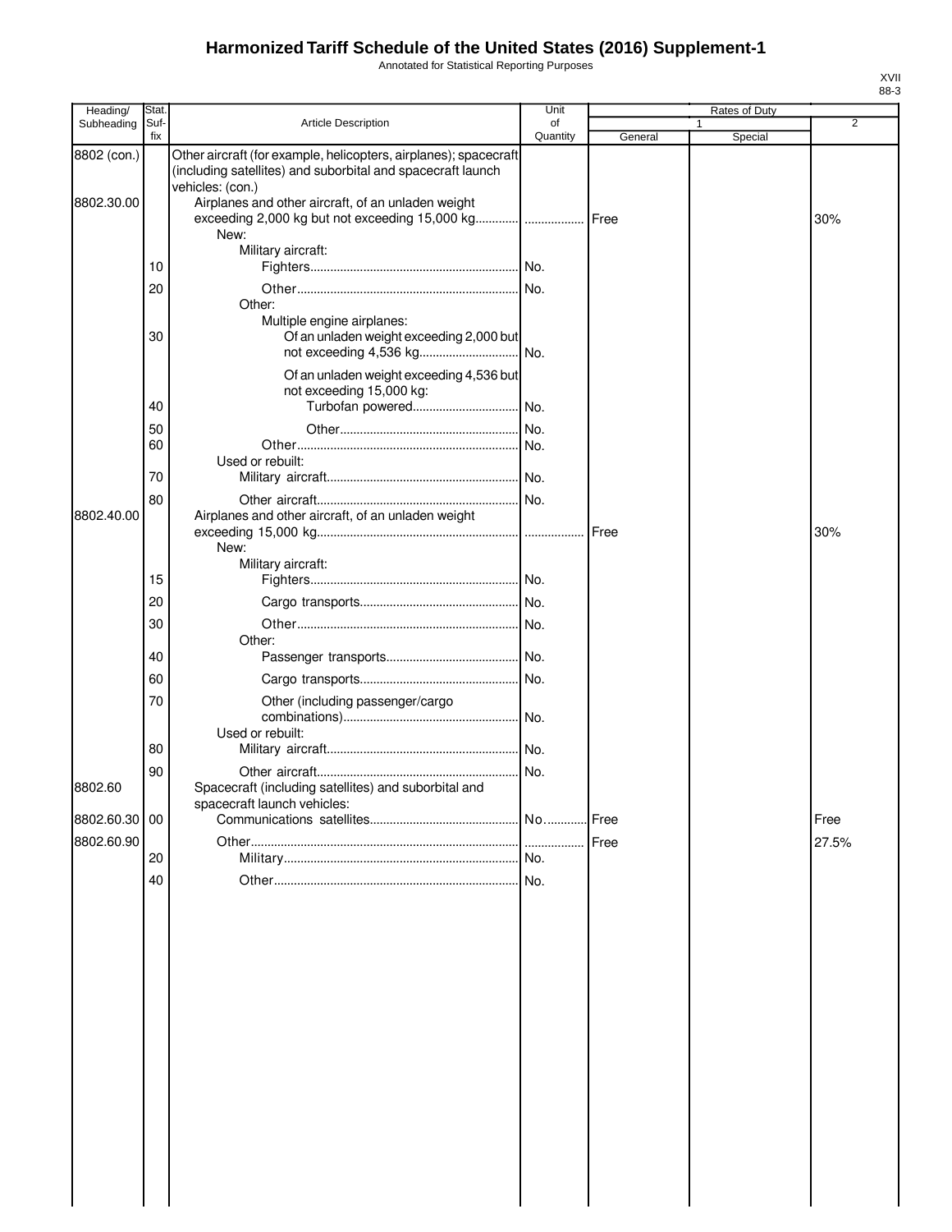# Harmonized Tariff Schedule of the United States (2016) Supplement-1

Annotated for Statistical Reporting Purposes

XVII
88-3

| Heading/ Subheading | Stat. Suf- fix | Article Description | Unit of Quantity | Rates of Duty | | |
|---|---|---|---|---|---|---|
| | | | | 1 | | 2 |
| | | | | General | Special | |
| 8802 (con.) | | Other aircraft (for example, helicopters, airplanes); spacecraft (including satellites) and suborbital and spacecraft launch vehicles: (con.) | | | | |
| 8802.30.00 | | Airplanes and other aircraft, of an unladen weight exceeding 2,000 kg but not exceeding 15,000 kg | | Free | | 30% |
| | | New: | | | | |
| | | Military aircraft: | | | | |
| | 10 | Fighters | No. | | | |
| | 20 | Other | No. | | | |
| | | Other: | | | | |
| | | Multiple engine airplanes: | | | | |
| | 30 | Of an unladen weight exceeding 2,000 but not exceeding 4,536 kg | No. | | | |
| | | Of an unladen weight exceeding 4,536 but not exceeding 15,000 kg: | | | | |
| | 40 | Turbofan powered | No. | | | |
| | 50 | Other | No. | | | |
| | 60 | Other | No. | | | |
| | | Used or rebuilt: | | | | |
| | 70 | Military aircraft | No. | | | |
| | 80 | Other aircraft | No. | | | |
| 8802.40.00 | | Airplanes and other aircraft, of an unladen weight exceeding 15,000 kg | | Free | | 30% |
| | | New: | | | | |
| | | Military aircraft: | | | | |
| | 15 | Fighters | No. | | | |
| | 20 | Cargo transports | No. | | | |
| | 30 | Other | No. | | | |
| | | Other: | | | | |
| | 40 | Passenger transports | No. | | | |
| | 60 | Cargo transports | No. | | | |
| | 70 | Other (including passenger/cargo combinations) | No. | | | |
| | | Used or rebuilt: | | | | |
| | 80 | Military aircraft | No. | | | |
| | 90 | Other aircraft | No. | | | |
| 8802.60 | | Spacecraft (including satellites) and suborbital and spacecraft launch vehicles: | | | | |
| 8802.60.30 | 00 | Communications satellites | No. | Free | | Free |
| 8802.60.90 | | Other | | Free | | 27.5% |
| | 20 | Military | No. | | | |
| | 40 | Other | No. | | | |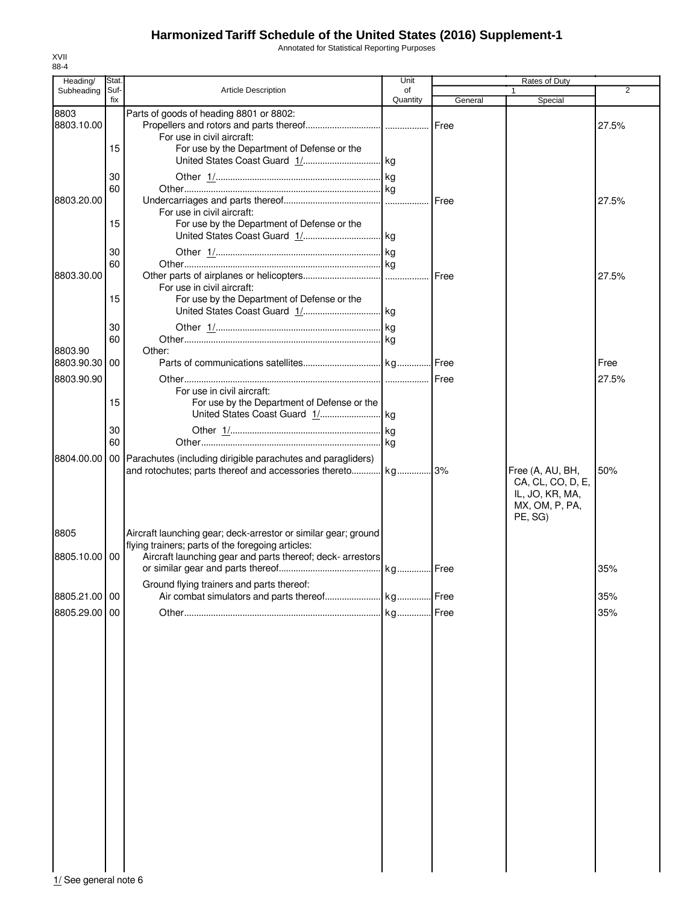# Harmonized Tariff Schedule of the United States (2016) Supplement-1

Annotated for Statistical Reporting Purposes

XVII
88-4

| Heading/ Subheading | Stat. Suf- fix | Article Description | Unit of Quantity | Rates of Duty 1 General | Special | 2 |
|---|---|---|---|---|---|---|
| 8803 | | Parts of goods of heading 8801 or 8802: | | | | |
| 8803.10.00 | | Propellers and rotors and parts thereof | | Free | | 27.5% |
| | | For use in civil aircraft: | | | | |
| | 15 | For use by the Department of Defense or the United States Coast Guard 1/ | kg | | | |
| | 30 | Other 1/ | kg | | | |
| | 60 | Other | kg | | | |
| 8803.20.00 | | Undercarriages and parts thereof | | Free | | 27.5% |
| | | For use in civil aircraft: | | | | |
| | 15 | For use by the Department of Defense or the United States Coast Guard 1/ | kg | | | |
| | 30 | Other 1/ | kg | | | |
| | 60 | Other | kg | | | |
| 8803.30.00 | | Other parts of airplanes or helicopters | | Free | | 27.5% |
| | | For use in civil aircraft: | | | | |
| | 15 | For use by the Department of Defense or the United States Coast Guard 1/ | kg | | | |
| | 30 | Other 1/ | kg | | | |
| | 60 | Other | kg | | | |
| 8803.90 | | Other: | | | | |
| 8803.90.30 | 00 | Parts of communications satellites | kg | Free | | Free |
| 8803.90.90 | | Other | | Free | | 27.5% |
| | | For use in civil aircraft: | | | | |
| | 15 | For use by the Department of Defense or the United States Coast Guard 1/ | kg | | | |
| | 30 | Other 1/ | kg | | | |
| | 60 | Other | kg | | | |
| 8804.00.00 | 00 | Parachutes (including dirigible parachutes and paragliders) and rotochutes; parts thereof and accessories thereto | kg | 3% | Free (A, AU, BH, CA, CL, CO, D, E, IL, JO, KR, MA, MX, OM, P, PA, PE, SG) | 50% |
| 8805 | | Aircraft launching gear; deck-arrestor or similar gear; ground flying trainers; parts of the foregoing articles: | | | | |
| 8805.10.00 | 00 | Aircraft launching gear and parts thereof; deck- arrestors or similar gear and parts thereof | kg | Free | | 35% |
| | | Ground flying trainers and parts thereof: | | | | |
| 8805.21.00 | 00 | Air combat simulators and parts thereof | kg | Free | | 35% |
| 8805.29.00 | 00 | Other | kg | Free | | 35% |

1/ See general note 6